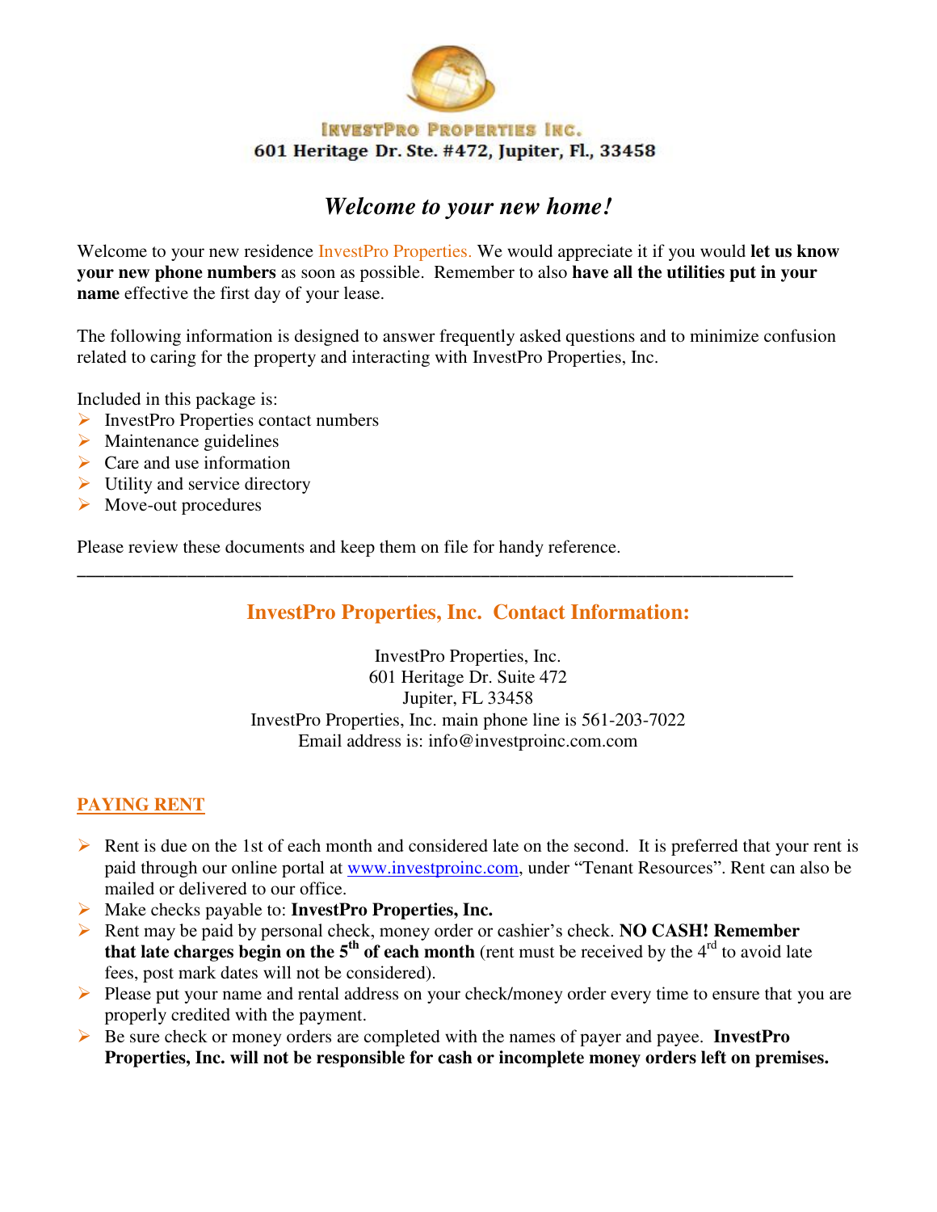**InvestPro Properties Inc.**
**601 Heritage Dr. Ste. #472, Jupiter, Fl., 33458**

# *Welcome to your new home!*

Welcome to your new residence InvestPro Properties. We would appreciate it if you would **let us know your new phone numbers** as soon as possible. Remember to also **have all the utilities put in your name** effective the first day of your lease.

The following information is designed to answer frequently asked questions and to minimize confusion related to caring for the property and interacting with InvestPro Properties, Inc.

Included in this package is:

- InvestPro Properties contact numbers
- Maintenance guidelines
- Care and use information
- Utility and service directory
- Move-out procedures

Please review these documents and keep them on file for handy reference.

---

## InvestPro Properties, Inc. Contact Information:

InvestPro Properties, Inc.
601 Heritage Dr. Suite 472
Jupiter, FL 33458
InvestPro Properties, Inc. main phone line is 561-203-7022
Email address is: info@investproinc.com.com

## PAYING RENT

- Rent is due on the 1st of each month and considered late on the second. It is preferred that your rent is paid through our online portal at www.investproinc.com, under "Tenant Resources". Rent can also be mailed or delivered to our office.
- Make checks payable to: **InvestPro Properties, Inc.**
- Rent may be paid by personal check, money order or cashier's check. **NO CASH! Remember that late charges begin on the 5th of each month** (rent must be received by the 4rd to avoid late fees, post mark dates will not be considered).
- Please put your name and rental address on your check/money order every time to ensure that you are properly credited with the payment.
- Be sure check or money orders are completed with the names of payer and payee. **InvestPro Properties, Inc. will not be responsible for cash or incomplete money orders left on premises.**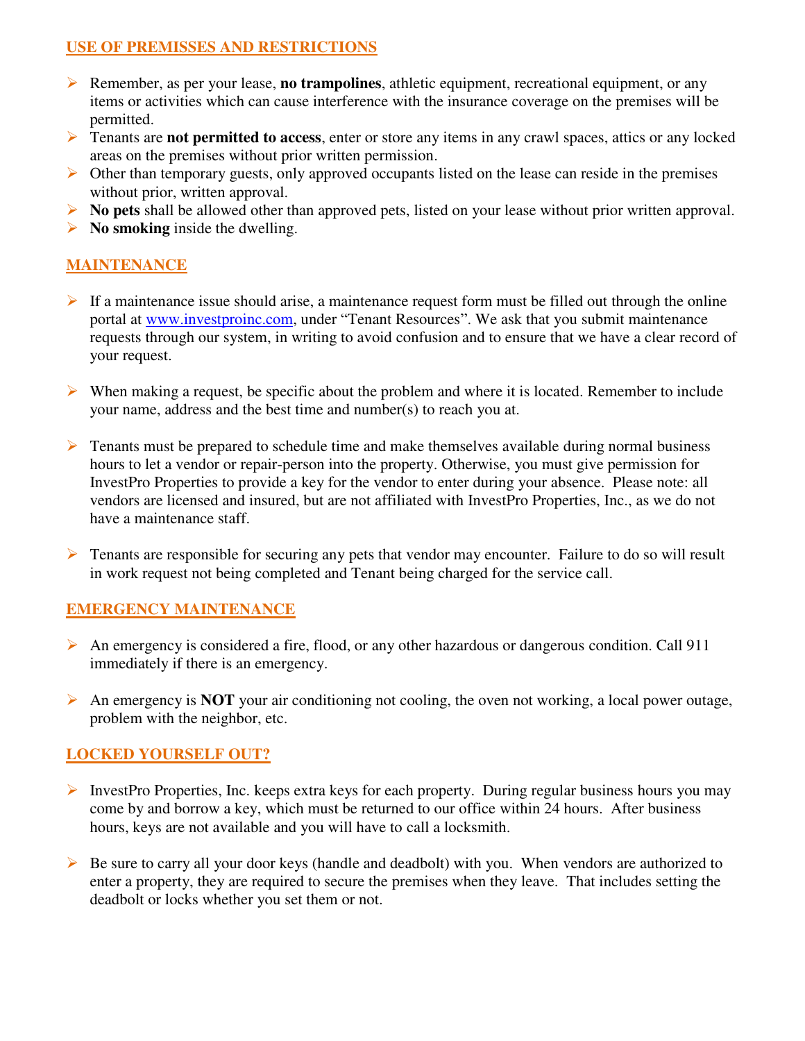## USE OF PREMISSES AND RESTRICTIONS

- Remember, as per your lease, **no trampolines**, athletic equipment, recreational equipment, or any items or activities which can cause interference with the insurance coverage on the premises will be permitted.
- Tenants are **not permitted to access**, enter or store any items in any crawl spaces, attics or any locked areas on the premises without prior written permission.
- Other than temporary guests, only approved occupants listed on the lease can reside in the premises without prior, written approval.
- **No pets** shall be allowed other than approved pets, listed on your lease without prior written approval.
- **No smoking** inside the dwelling.

## MAINTENANCE

- If a maintenance issue should arise, a maintenance request form must be filled out through the online portal at www.investproinc.com, under "Tenant Resources". We ask that you submit maintenance requests through our system, in writing to avoid confusion and to ensure that we have a clear record of your request.

- When making a request, be specific about the problem and where it is located. Remember to include your name, address and the best time and number(s) to reach you at.

- Tenants must be prepared to schedule time and make themselves available during normal business hours to let a vendor or repair-person into the property. Otherwise, you must give permission for InvestPro Properties to provide a key for the vendor to enter during your absence. Please note: all vendors are licensed and insured, but are not affiliated with InvestPro Properties, Inc., as we do not have a maintenance staff.

- Tenants are responsible for securing any pets that vendor may encounter. Failure to do so will result in work request not being completed and Tenant being charged for the service call.

## EMERGENCY MAINTENANCE

- An emergency is considered a fire, flood, or any other hazardous or dangerous condition. Call 911 immediately if there is an emergency.

- An emergency is **NOT** your air conditioning not cooling, the oven not working, a local power outage, problem with the neighbor, etc.

## LOCKED YOURSELF OUT?

- InvestPro Properties, Inc. keeps extra keys for each property. During regular business hours you may come by and borrow a key, which must be returned to our office within 24 hours. After business hours, keys are not available and you will have to call a locksmith.

- Be sure to carry all your door keys (handle and deadbolt) with you. When vendors are authorized to enter a property, they are required to secure the premises when they leave. That includes setting the deadbolt or locks whether you set them or not.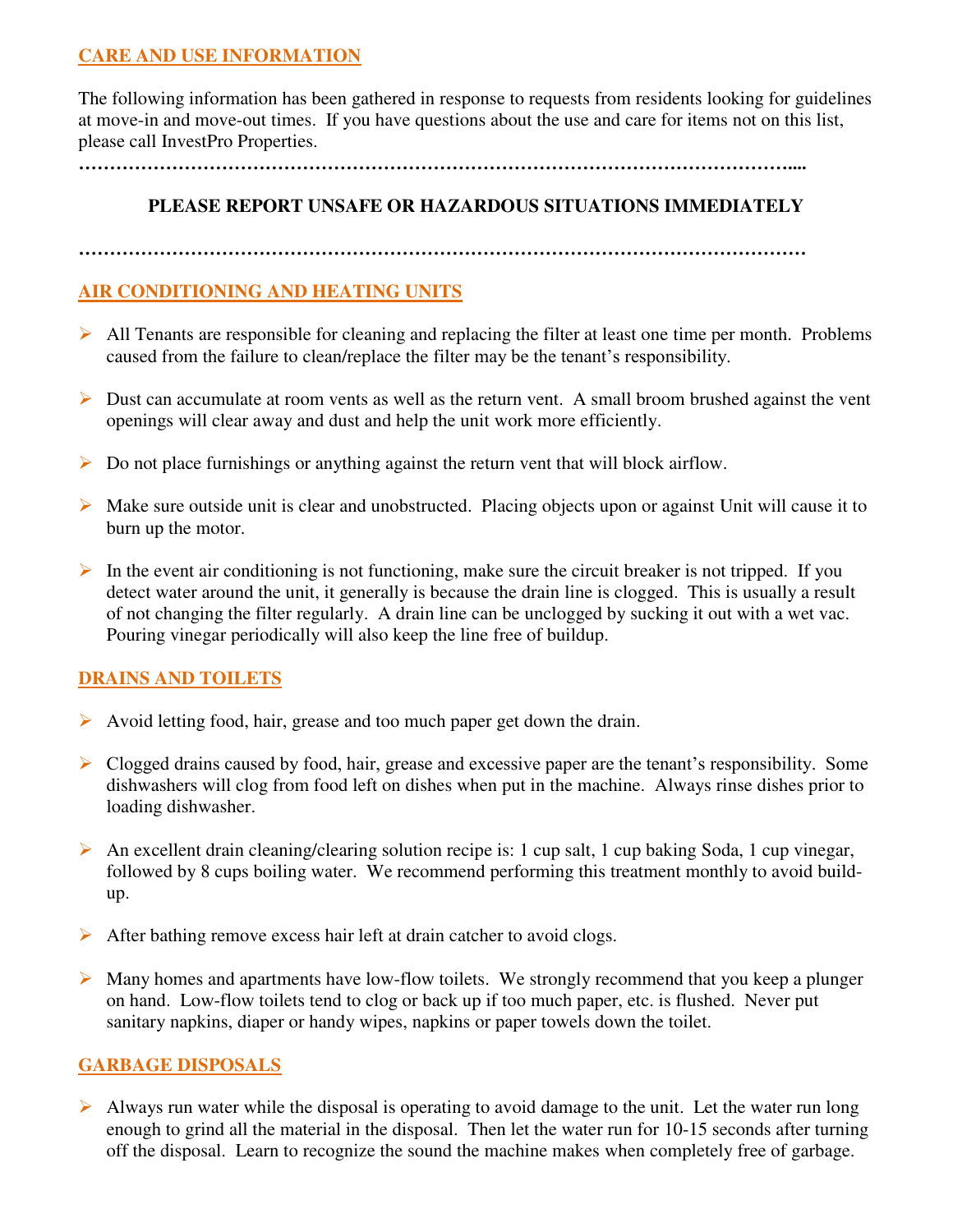## CARE AND USE INFORMATION

The following information has been gathered in response to requests from residents looking for guidelines at move-in and move-out times. If you have questions about the use and care for items not on this list, please call InvestPro Properties.

…………………………………………………………………………………………………………....

**PLEASE REPORT UNSAFE OR HAZARDOUS SITUATIONS IMMEDIATELY**

…………………………………………………………………………………………………………

## AIR CONDITIONING AND HEATING UNITS

- All Tenants are responsible for cleaning and replacing the filter at least one time per month. Problems caused from the failure to clean/replace the filter may be the tenant's responsibility.
- Dust can accumulate at room vents as well as the return vent. A small broom brushed against the vent openings will clear away and dust and help the unit work more efficiently.
- Do not place furnishings or anything against the return vent that will block airflow.
- Make sure outside unit is clear and unobstructed. Placing objects upon or against Unit will cause it to burn up the motor.
- In the event air conditioning is not functioning, make sure the circuit breaker is not tripped. If you detect water around the unit, it generally is because the drain line is clogged. This is usually a result of not changing the filter regularly. A drain line can be unclogged by sucking it out with a wet vac. Pouring vinegar periodically will also keep the line free of buildup.

## DRAINS AND TOILETS

- Avoid letting food, hair, grease and too much paper get down the drain.
- Clogged drains caused by food, hair, grease and excessive paper are the tenant's responsibility. Some dishwashers will clog from food left on dishes when put in the machine. Always rinse dishes prior to loading dishwasher.
- An excellent drain cleaning/clearing solution recipe is: 1 cup salt, 1 cup baking Soda, 1 cup vinegar, followed by 8 cups boiling water. We recommend performing this treatment monthly to avoid build-up.
- After bathing remove excess hair left at drain catcher to avoid clogs.
- Many homes and apartments have low-flow toilets. We strongly recommend that you keep a plunger on hand. Low-flow toilets tend to clog or back up if too much paper, etc. is flushed. Never put sanitary napkins, diaper or handy wipes, napkins or paper towels down the toilet.

## GARBAGE DISPOSALS

- Always run water while the disposal is operating to avoid damage to the unit. Let the water run long enough to grind all the material in the disposal. Then let the water run for 10-15 seconds after turning off the disposal. Learn to recognize the sound the machine makes when completely free of garbage.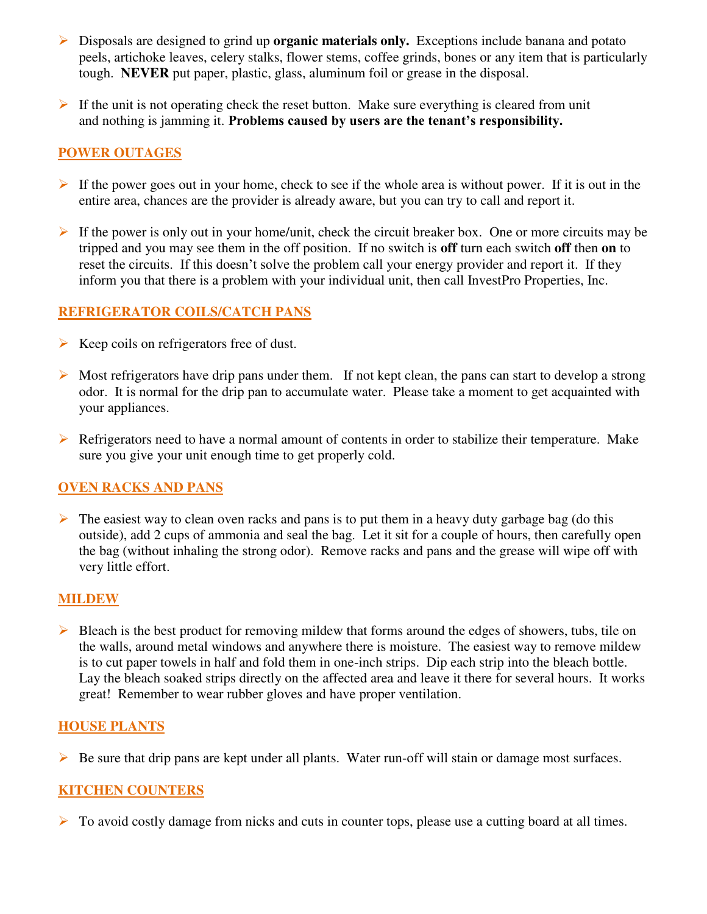- Disposals are designed to grind up **organic materials only.** Exceptions include banana and potato peels, artichoke leaves, celery stalks, flower stems, coffee grinds, bones or any item that is particularly tough. **NEVER** put paper, plastic, glass, aluminum foil or grease in the disposal.

- If the unit is not operating check the reset button. Make sure everything is cleared from unit and nothing is jamming it. **Problems caused by users are the tenant's responsibility.**

## POWER OUTAGES

- If the power goes out in your home, check to see if the whole area is without power. If it is out in the entire area, chances are the provider is already aware, but you can try to call and report it.

- If the power is only out in your home/unit, check the circuit breaker box. One or more circuits may be tripped and you may see them in the off position. If no switch is **off** turn each switch **off** then **on** to reset the circuits. If this doesn't solve the problem call your energy provider and report it. If they inform you that there is a problem with your individual unit, then call InvestPro Properties, Inc.

## REFRIGERATOR COILS/CATCH PANS

- Keep coils on refrigerators free of dust.

- Most refrigerators have drip pans under them. If not kept clean, the pans can start to develop a strong odor. It is normal for the drip pan to accumulate water. Please take a moment to get acquainted with your appliances.

- Refrigerators need to have a normal amount of contents in order to stabilize their temperature. Make sure you give your unit enough time to get properly cold.

## OVEN RACKS AND PANS

- The easiest way to clean oven racks and pans is to put them in a heavy duty garbage bag (do this outside), add 2 cups of ammonia and seal the bag. Let it sit for a couple of hours, then carefully open the bag (without inhaling the strong odor). Remove racks and pans and the grease will wipe off with very little effort.

## MILDEW

- Bleach is the best product for removing mildew that forms around the edges of showers, tubs, tile on the walls, around metal windows and anywhere there is moisture. The easiest way to remove mildew is to cut paper towels in half and fold them in one-inch strips. Dip each strip into the bleach bottle. Lay the bleach soaked strips directly on the affected area and leave it there for several hours. It works great! Remember to wear rubber gloves and have proper ventilation.

## HOUSE PLANTS

- Be sure that drip pans are kept under all plants. Water run-off will stain or damage most surfaces.

## KITCHEN COUNTERS

- To avoid costly damage from nicks and cuts in counter tops, please use a cutting board at all times.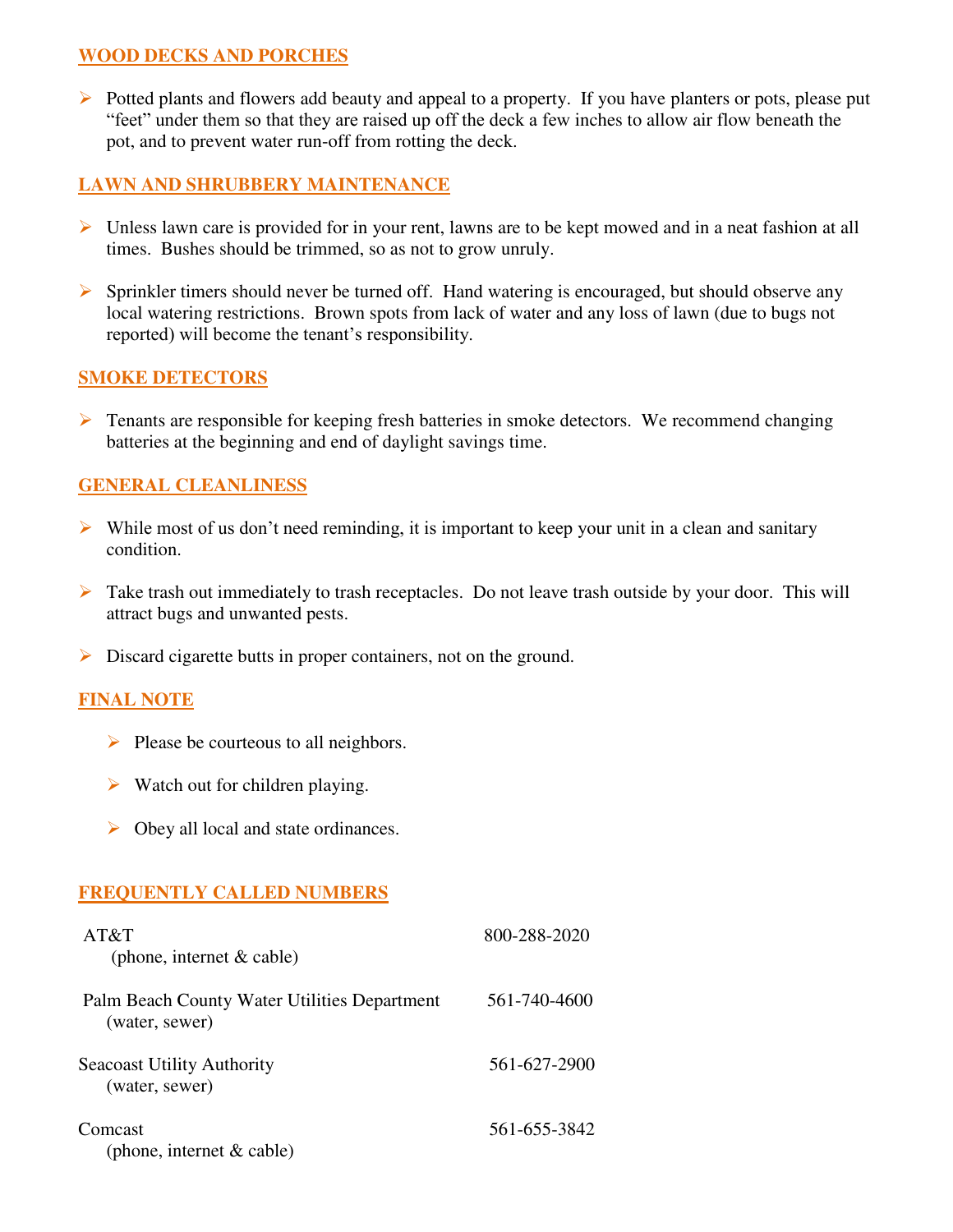## WOOD DECKS AND PORCHES

- Potted plants and flowers add beauty and appeal to a property. If you have planters or pots, please put "feet" under them so that they are raised up off the deck a few inches to allow air flow beneath the pot, and to prevent water run-off from rotting the deck.

## LAWN AND SHRUBBERY MAINTENANCE

- Unless lawn care is provided for in your rent, lawns are to be kept mowed and in a neat fashion at all times. Bushes should be trimmed, so as not to grow unruly.
- Sprinkler timers should never be turned off. Hand watering is encouraged, but should observe any local watering restrictions. Brown spots from lack of water and any loss of lawn (due to bugs not reported) will become the tenant's responsibility.

## SMOKE DETECTORS

- Tenants are responsible for keeping fresh batteries in smoke detectors. We recommend changing batteries at the beginning and end of daylight savings time.

## GENERAL CLEANLINESS

- While most of us don't need reminding, it is important to keep your unit in a clean and sanitary condition.
- Take trash out immediately to trash receptacles. Do not leave trash outside by your door. This will attract bugs and unwanted pests.
- Discard cigarette butts in proper containers, not on the ground.

## FINAL NOTE

- Please be courteous to all neighbors.
- Watch out for children playing.
- Obey all local and state ordinances.

## FREQUENTLY CALLED NUMBERS

| | |
|---|---|
| AT&T (phone, internet & cable) | 800-288-2020 |
| Palm Beach County Water Utilities Department (water, sewer) | 561-740-4600 |
| Seacoast Utility Authority (water, sewer) | 561-627-2900 |
| Comcast (phone, internet & cable) | 561-655-3842 |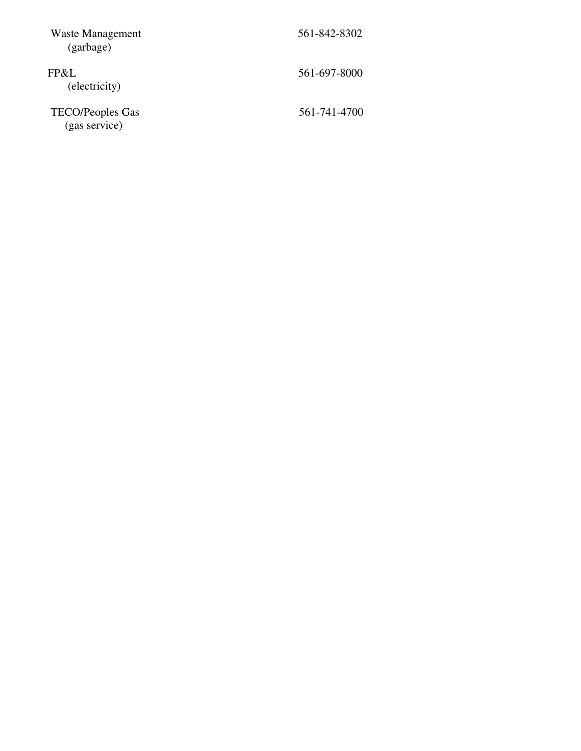| | |
|---|---|
| Waste Management (garbage) | 561-842-8302 |
| FP&L (electricity) | 561-697-8000 |
| TECO/Peoples Gas (gas service) | 561-741-4700 |